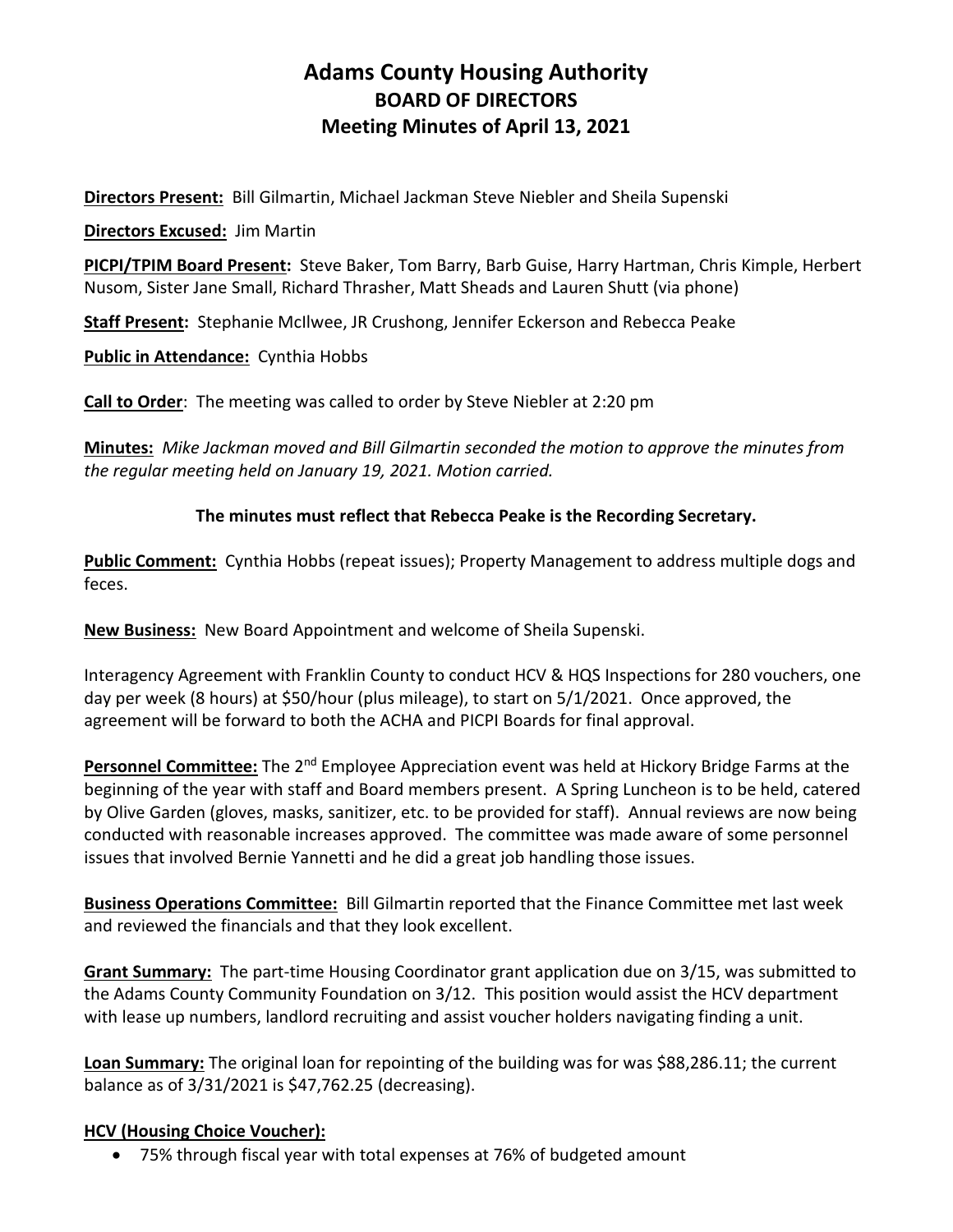# Adams County Housing Authority
## BOARD OF DIRECTORS
## Meeting Minutes of April 13, 2021

**Directors Present:** Bill Gilmartin, Michael Jackman Steve Niebler and Sheila Supenski

**Directors Excused:** Jim Martin

**PICPI/TPIM Board Present:** Steve Baker, Tom Barry, Barb Guise, Harry Hartman, Chris Kimple, Herbert Nusom, Sister Jane Small, Richard Thrasher, Matt Sheads and Lauren Shutt (via phone)

**Staff Present:** Stephanie McIlwee, JR Crushong, Jennifer Eckerson and Rebecca Peake

**Public in Attendance:** Cynthia Hobbs

**Call to Order**: The meeting was called to order by Steve Niebler at 2:20 pm

**Minutes:** *Mike Jackman moved and Bill Gilmartin seconded the motion to approve the minutes from the regular meeting held on January 19, 2021. Motion carried.*

**The minutes must reflect that Rebecca Peake is the Recording Secretary.**

**Public Comment:** Cynthia Hobbs (repeat issues); Property Management to address multiple dogs and feces.

**New Business:** New Board Appointment and welcome of Sheila Supenski.

Interagency Agreement with Franklin County to conduct HCV & HQS Inspections for 280 vouchers, one day per week (8 hours) at $50/hour (plus mileage), to start on 5/1/2021. Once approved, the agreement will be forward to both the ACHA and PICPI Boards for final approval.

**Personnel Committee:** The 2nd Employee Appreciation event was held at Hickory Bridge Farms at the beginning of the year with staff and Board members present. A Spring Luncheon is to be held, catered by Olive Garden (gloves, masks, sanitizer, etc. to be provided for staff). Annual reviews are now being conducted with reasonable increases approved. The committee was made aware of some personnel issues that involved Bernie Yannetti and he did a great job handling those issues.

**Business Operations Committee:** Bill Gilmartin reported that the Finance Committee met last week and reviewed the financials and that they look excellent.

**Grant Summary:** The part-time Housing Coordinator grant application due on 3/15, was submitted to the Adams County Community Foundation on 3/12. This position would assist the HCV department with lease up numbers, landlord recruiting and assist voucher holders navigating finding a unit.

**Loan Summary:** The original loan for repointing of the building was for was $88,286.11; the current balance as of 3/31/2021 is $47,762.25 (decreasing).

**HCV (Housing Choice Voucher):**

- 75% through fiscal year with total expenses at 76% of budgeted amount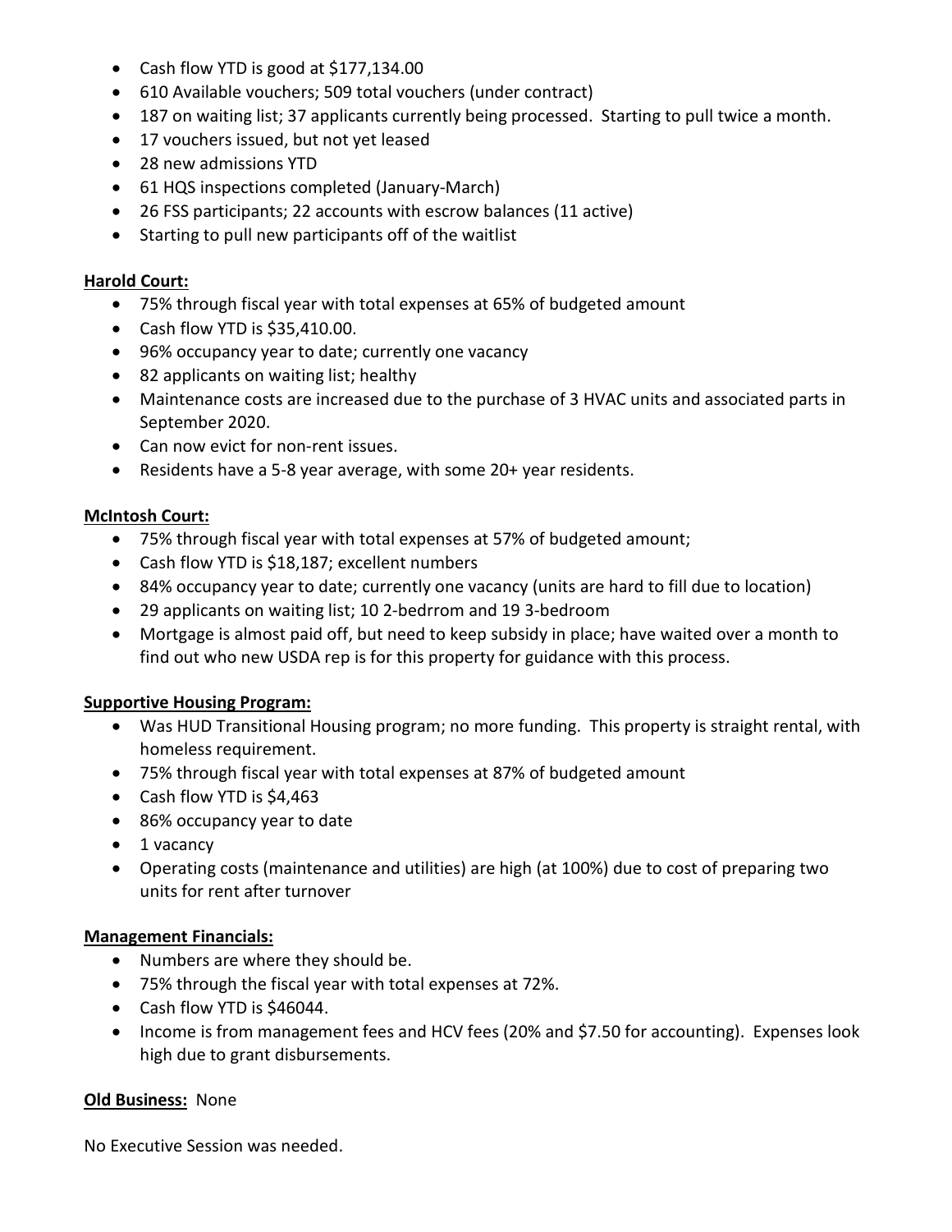- Cash flow YTD is good at $177,134.00
- 610 Available vouchers; 509 total vouchers (under contract)
- 187 on waiting list; 37 applicants currently being processed. Starting to pull twice a month.
- 17 vouchers issued, but not yet leased
- 28 new admissions YTD
- 61 HQS inspections completed (January-March)
- 26 FSS participants; 22 accounts with escrow balances (11 active)
- Starting to pull new participants off of the waitlist

**<u>Harold Court:</u>**

- 75% through fiscal year with total expenses at 65% of budgeted amount
- Cash flow YTD is $35,410.00.
- 96% occupancy year to date; currently one vacancy
- 82 applicants on waiting list; healthy
- Maintenance costs are increased due to the purchase of 3 HVAC units and associated parts in September 2020.
- Can now evict for non-rent issues.
- Residents have a 5-8 year average, with some 20+ year residents.

**<u>McIntosh Court:</u>**

- 75% through fiscal year with total expenses at 57% of budgeted amount;
- Cash flow YTD is $18,187; excellent numbers
- 84% occupancy year to date; currently one vacancy (units are hard to fill due to location)
- 29 applicants on waiting list; 10 2-bedrrom and 19 3-bedroom
- Mortgage is almost paid off, but need to keep subsidy in place; have waited over a month to find out who new USDA rep is for this property for guidance with this process.

**<u>Supportive Housing Program:</u>**

- Was HUD Transitional Housing program; no more funding. This property is straight rental, with homeless requirement.
- 75% through fiscal year with total expenses at 87% of budgeted amount
- Cash flow YTD is $4,463
- 86% occupancy year to date
- 1 vacancy
- Operating costs (maintenance and utilities) are high (at 100%) due to cost of preparing two units for rent after turnover

**<u>Management Financials:</u>**

- Numbers are where they should be.
- 75% through the fiscal year with total expenses at 72%.
- Cash flow YTD is $46044.
- Income is from management fees and HCV fees (20% and $7.50 for accounting). Expenses look high due to grant disbursements.

**<u>Old Business:</u>** None

No Executive Session was needed.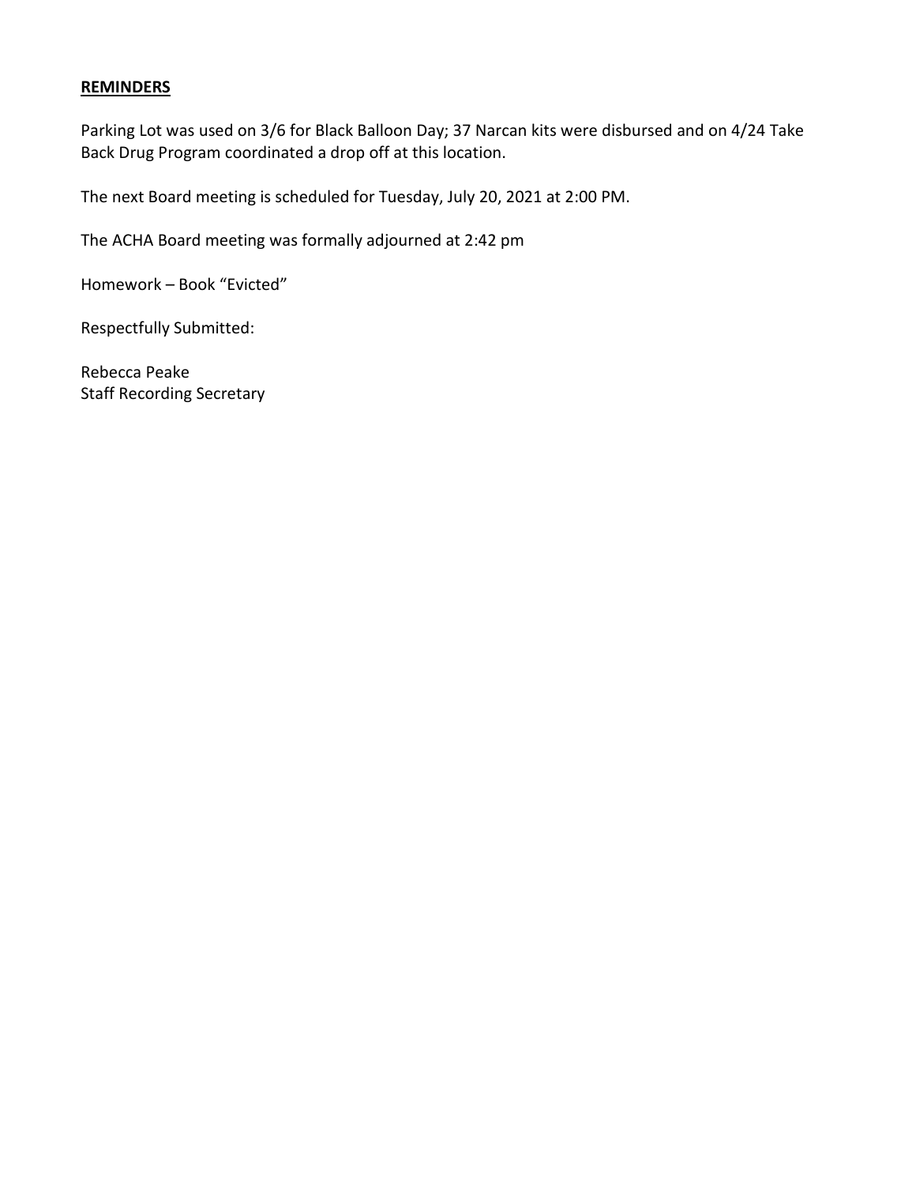**REMINDERS**

Parking Lot was used on 3/6 for Black Balloon Day; 37 Narcan kits were disbursed and on 4/24 Take Back Drug Program coordinated a drop off at this location.

The next Board meeting is scheduled for Tuesday, July 20, 2021 at 2:00 PM.

The ACHA Board meeting was formally adjourned at 2:42 pm

Homework – Book "Evicted"

Respectfully Submitted:

Rebecca Peake
Staff Recording Secretary